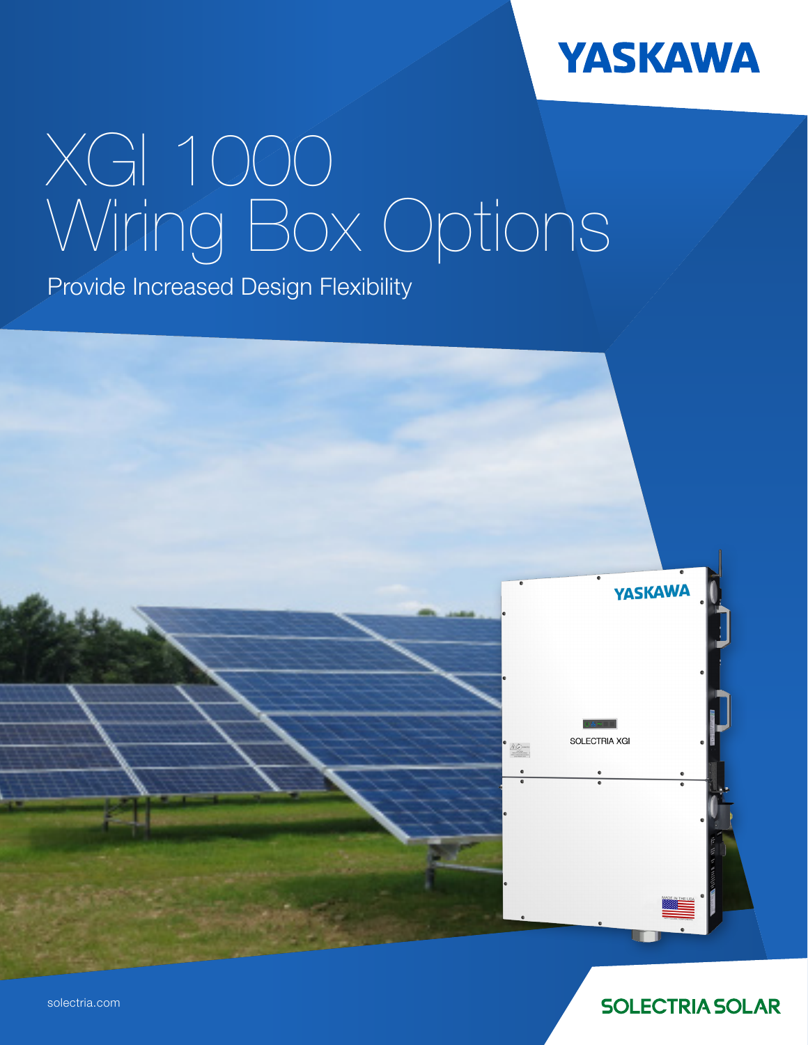YASKAWA

# XGI 1000 Wiring Box Options

Provide Increased Design Flexibility

solectria.com

SOLECTRIA SOLAR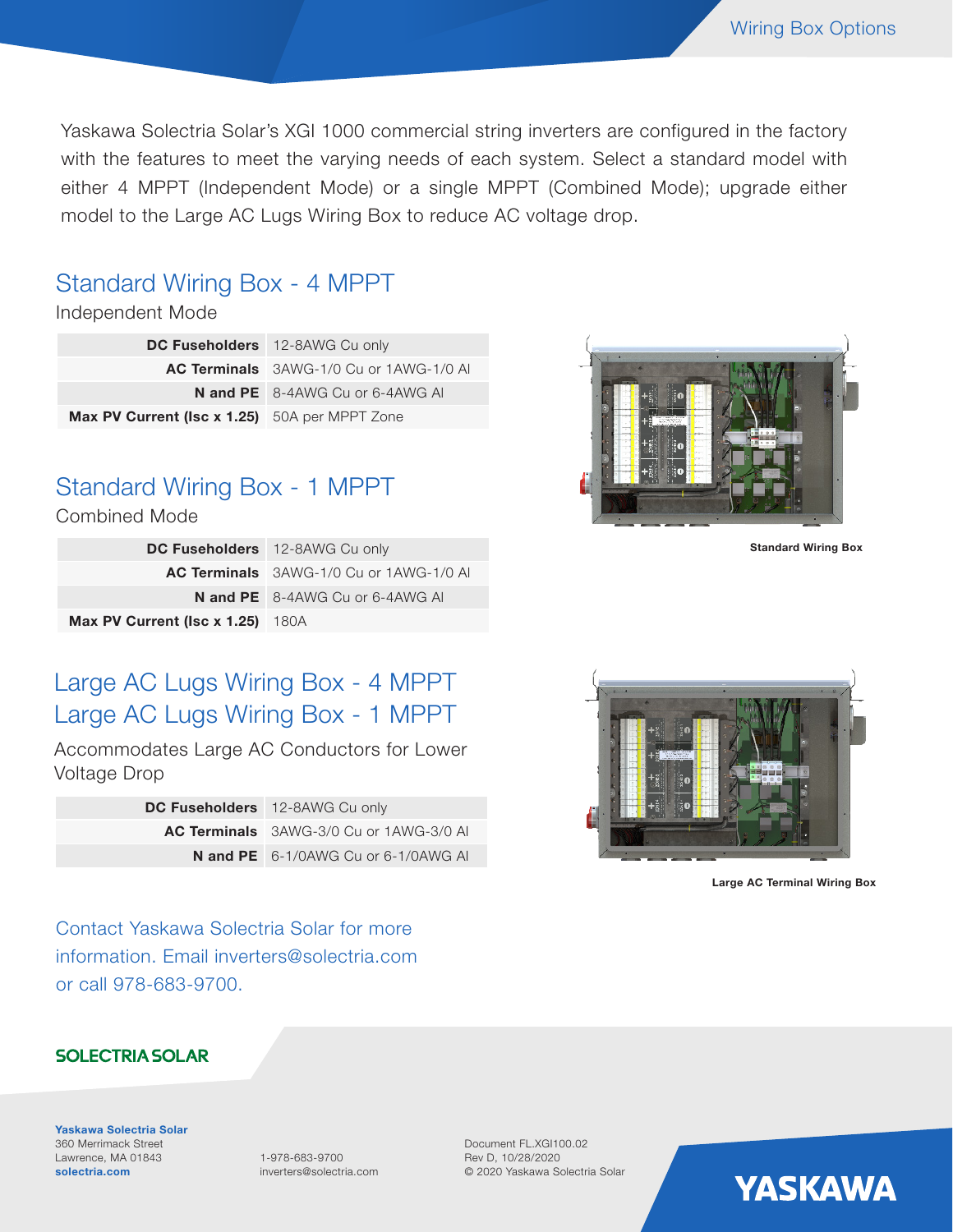# Wiring Box Options

Yaskawa Solectria Solar's XGI 1000 commercial string inverters are configured in the factory with the features to meet the varying needs of each system. Select a standard model with either 4 MPPT (Independent Mode) or a single MPPT (Combined Mode); upgrade either model to the Large AC Lugs Wiring Box to reduce AC voltage drop.

## Standard Wiring Box - 4 MPPT

Independent Mode

| | |
|---|---|
| **DC Fuseholders** | 12-8AWG Cu only |
| **AC Terminals** | 3AWG-1/0 Cu or 1AWG-1/0 Al |
| **N and PE** | 8-4AWG Cu or 6-4AWG Al |
| **Max PV Current (Isc x 1.25)** | 50A per MPPT Zone |

## Standard Wiring Box - 1 MPPT

Combined Mode

| | |
|---|---|
| **DC Fuseholders** | 12-8AWG Cu only |
| **AC Terminals** | 3AWG-1/0 Cu or 1AWG-1/0 Al |
| **N and PE** | 8-4AWG Cu or 6-4AWG Al |
| **Max PV Current (Isc x 1.25)** | 180A |

**Standard Wiring Box**

## Large AC Lugs Wiring Box - 4 MPPT
## Large AC Lugs Wiring Box - 1 MPPT

Accommodates Large AC Conductors for Lower Voltage Drop

| | |
|---|---|
| **DC Fuseholders** | 12-8AWG Cu only |
| **AC Terminals** | 3AWG-3/0 Cu or 1AWG-3/0 Al |
| **N and PE** | 6-1/0AWG Cu or 6-1/0AWG Al |

**Large AC Terminal Wiring Box**

Contact Yaskawa Solectria Solar for more information. Email inverters@solectria.com or call 978-683-9700.

SOLECTRIA SOLAR

**Yaskawa Solectria Solar**
360 Merrimack Street
Lawrence, MA 01843
**solectria.com**

1-978-683-9700
inverters@solectria.com

Document FL.XGI100.02
Rev D, 10/28/2020
© 2020 Yaskawa Solectria Solar

YASKAWA